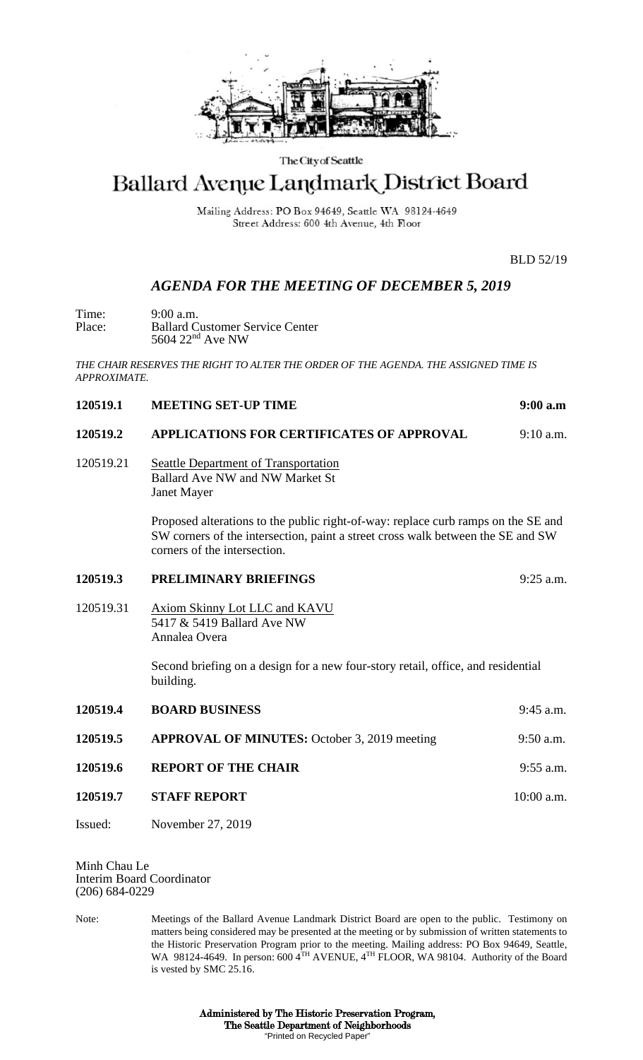The City of Seattle

# Ballard Avenue Landmark District Board

Mailing Address: PO Box 94649, Seattle WA 98124-4649
Street Address: 600 4th Avenue, 4th Floor

BLD 52/19

## *AGENDA FOR THE MEETING OF DECEMBER 5, 2019*

Time: 9:00 a.m.
Place: Ballard Customer Service Center
5604 22nd Ave NW

*THE CHAIR RESERVES THE RIGHT TO ALTER THE ORDER OF THE AGENDA. THE ASSIGNED TIME IS APPROXIMATE.*

**120519.1 MEETING SET-UP TIME** **9:00 a.m**

**120519.2 APPLICATIONS FOR CERTIFICATES OF APPROVAL** 9:10 a.m.

120519.21 Seattle Department of Transportation
Ballard Ave NW and NW Market St
Janet Mayer

Proposed alterations to the public right-of-way: replace curb ramps on the SE and SW corners of the intersection, paint a street cross walk between the SE and SW corners of the intersection.

**120519.3 PRELIMINARY BRIEFINGS** 9:25 a.m.

120519.31 Axiom Skinny Lot LLC and KAVU
5417 & 5419 Ballard Ave NW
Annalea Overa

Second briefing on a design for a new four-story retail, office, and residential building.

**120519.4 BOARD BUSINESS** 9:45 a.m.

**120519.5 APPROVAL OF MINUTES:** October 3, 2019 meeting 9:50 a.m.

**120519.6 REPORT OF THE CHAIR** 9:55 a.m.

**120519.7 STAFF REPORT** 10:00 a.m.

Issued: November 27, 2019

Minh Chau Le
Interim Board Coordinator
(206) 684-0229

Note: Meetings of the Ballard Avenue Landmark District Board are open to the public. Testimony on matters being considered may be presented at the meeting or by submission of written statements to the Historic Preservation Program prior to the meeting. Mailing address: PO Box 94649, Seattle, WA 98124-4649. In person: 600 4TH AVENUE, 4TH FLOOR, WA 98104. Authority of the Board is vested by SMC 25.16.

**Administered by The Historic Preservation Program,**
**The Seattle Department of Neighborhoods**
"Printed on Recycled Paper"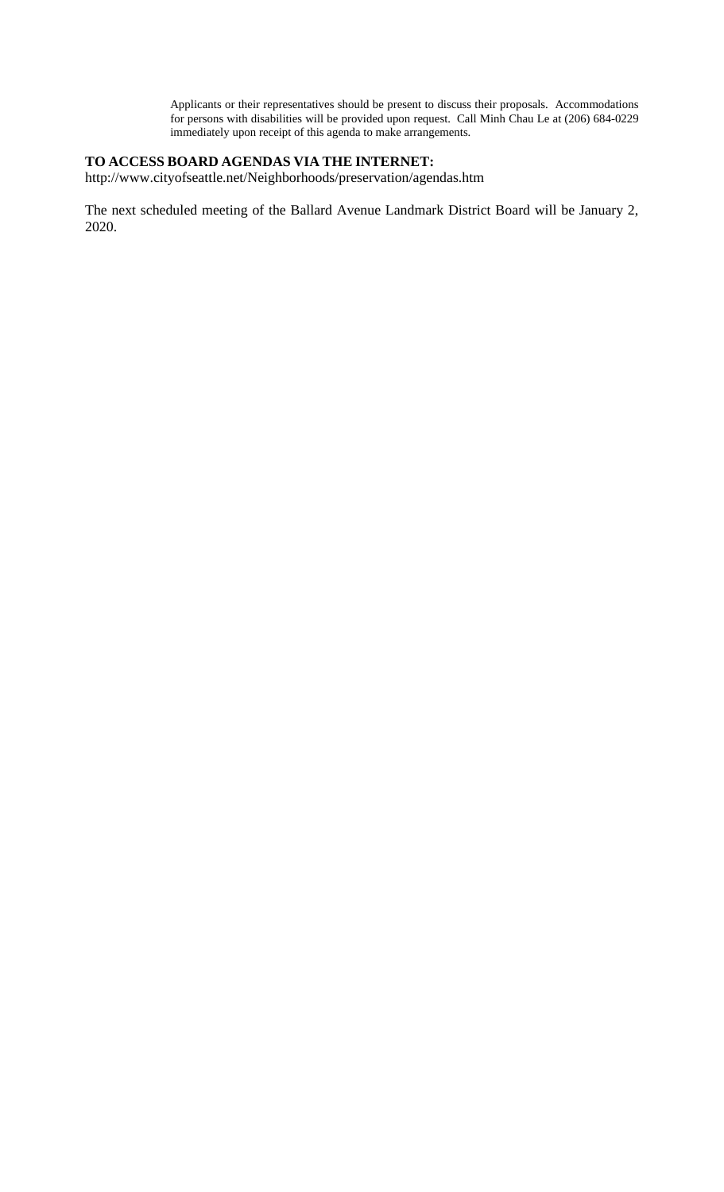Applicants or their representatives should be present to discuss their proposals. Accommodations for persons with disabilities will be provided upon request. Call Minh Chau Le at (206) 684-0229 immediately upon receipt of this agenda to make arrangements.

**TO ACCESS BOARD AGENDAS VIA THE INTERNET:**
http://www.cityofseattle.net/Neighborhoods/preservation/agendas.htm

The next scheduled meeting of the Ballard Avenue Landmark District Board will be January 2, 2020.